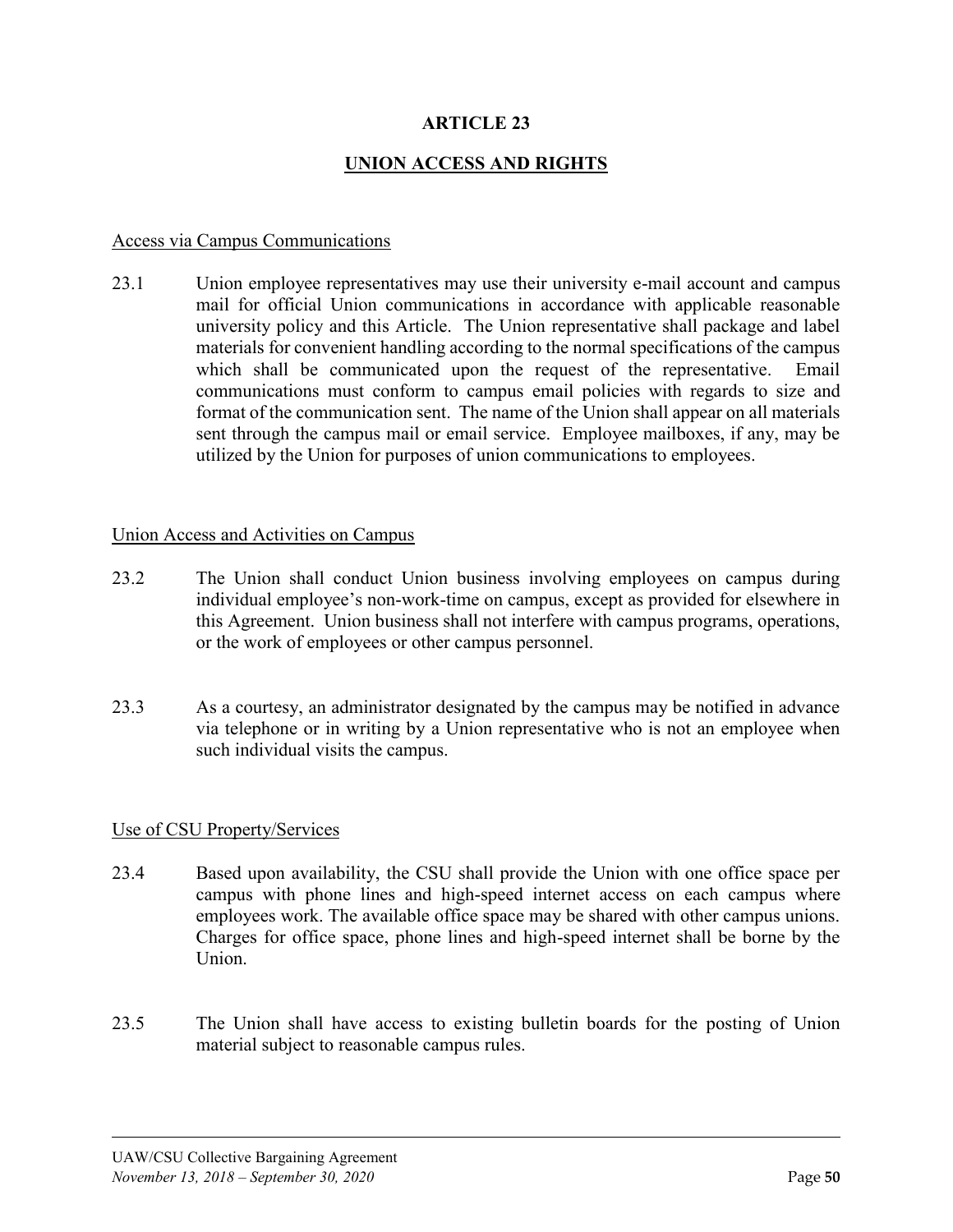# ARTICLE 23

## UNION ACCESS AND RIGHTS

Access via Campus Communications

23.1 Union employee representatives may use their university e-mail account and campus mail for official Union communications in accordance with applicable reasonable university policy and this Article. The Union representative shall package and label materials for convenient handling according to the normal specifications of the campus which shall be communicated upon the request of the representative. Email communications must conform to campus email policies with regards to size and format of the communication sent. The name of the Union shall appear on all materials sent through the campus mail or email service. Employee mailboxes, if any, may be utilized by the Union for purposes of union communications to employees.

Union Access and Activities on Campus

23.2 The Union shall conduct Union business involving employees on campus during individual employee's non-work-time on campus, except as provided for elsewhere in this Agreement. Union business shall not interfere with campus programs, operations, or the work of employees or other campus personnel.

23.3 As a courtesy, an administrator designated by the campus may be notified in advance via telephone or in writing by a Union representative who is not an employee when such individual visits the campus.

Use of CSU Property/Services

23.4 Based upon availability, the CSU shall provide the Union with one office space per campus with phone lines and high-speed internet access on each campus where employees work. The available office space may be shared with other campus unions. Charges for office space, phone lines and high-speed internet shall be borne by the Union.

23.5 The Union shall have access to existing bulletin boards for the posting of Union material subject to reasonable campus rules.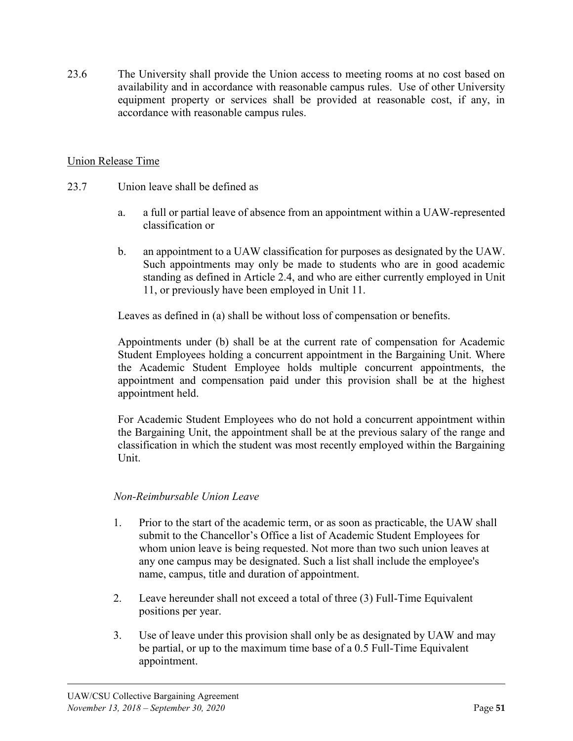23.6 The University shall provide the Union access to meeting rooms at no cost based on availability and in accordance with reasonable campus rules. Use of other University equipment property or services shall be provided at reasonable cost, if any, in accordance with reasonable campus rules.

Union Release Time

23.7 Union leave shall be defined as

a. a full or partial leave of absence from an appointment within a UAW-represented classification or

b. an appointment to a UAW classification for purposes as designated by the UAW. Such appointments may only be made to students who are in good academic standing as defined in Article 2.4, and who are either currently employed in Unit 11, or previously have been employed in Unit 11.

Leaves as defined in (a) shall be without loss of compensation or benefits.

Appointments under (b) shall be at the current rate of compensation for Academic Student Employees holding a concurrent appointment in the Bargaining Unit. Where the Academic Student Employee holds multiple concurrent appointments, the appointment and compensation paid under this provision shall be at the highest appointment held.

For Academic Student Employees who do not hold a concurrent appointment within the Bargaining Unit, the appointment shall be at the previous salary of the range and classification in which the student was most recently employed within the Bargaining Unit.

*Non-Reimbursable Union Leave*

1. Prior to the start of the academic term, or as soon as practicable, the UAW shall submit to the Chancellor's Office a list of Academic Student Employees for whom union leave is being requested. Not more than two such union leaves at any one campus may be designated. Such a list shall include the employee's name, campus, title and duration of appointment.

2. Leave hereunder shall not exceed a total of three (3) Full-Time Equivalent positions per year.

3. Use of leave under this provision shall only be as designated by UAW and may be partial, or up to the maximum time base of a 0.5 Full-Time Equivalent appointment.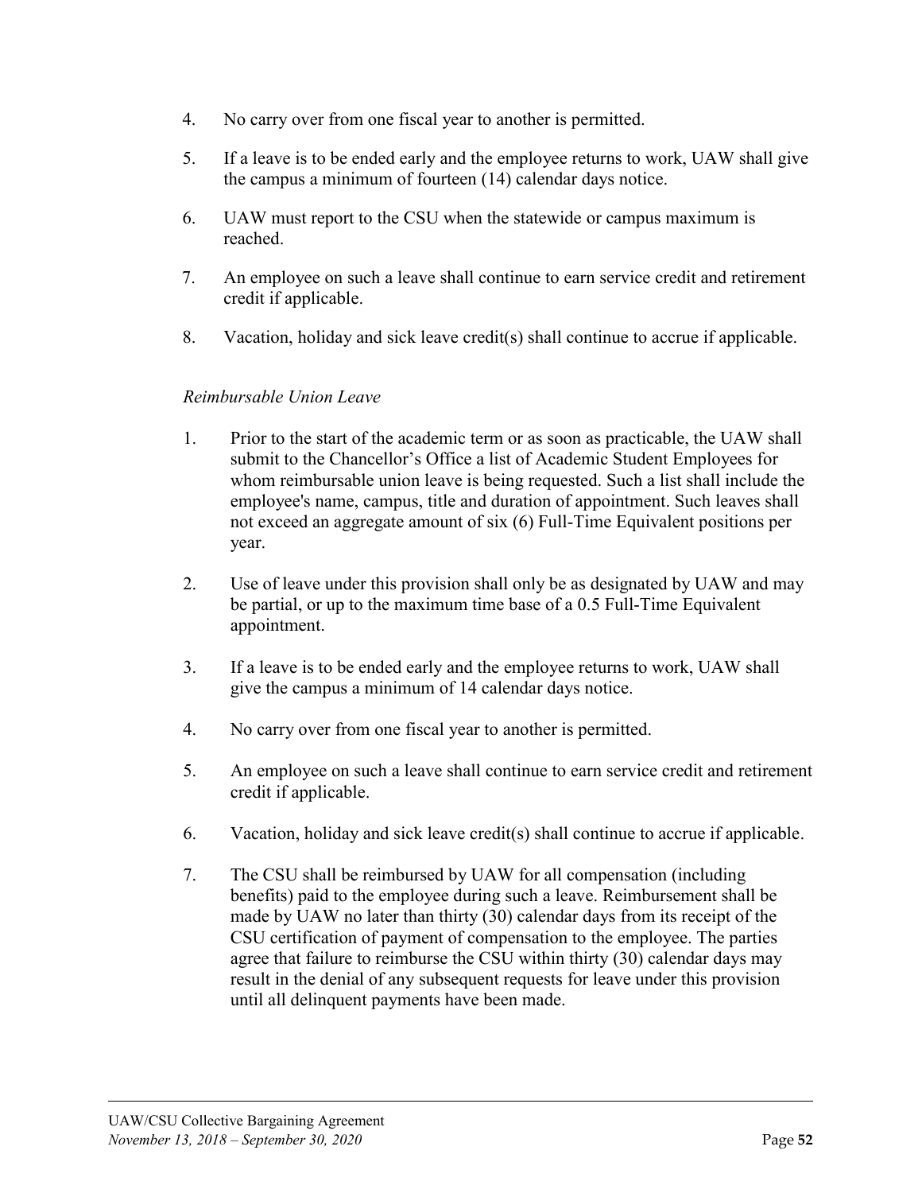4. No carry over from one fiscal year to another is permitted.

5. If a leave is to be ended early and the employee returns to work, UAW shall give the campus a minimum of fourteen (14) calendar days notice.

6. UAW must report to the CSU when the statewide or campus maximum is reached.

7. An employee on such a leave shall continue to earn service credit and retirement credit if applicable.

8. Vacation, holiday and sick leave credit(s) shall continue to accrue if applicable.

*Reimbursable Union Leave*

1. Prior to the start of the academic term or as soon as practicable, the UAW shall submit to the Chancellor's Office a list of Academic Student Employees for whom reimbursable union leave is being requested. Such a list shall include the employee's name, campus, title and duration of appointment. Such leaves shall not exceed an aggregate amount of six (6) Full-Time Equivalent positions per year.

2. Use of leave under this provision shall only be as designated by UAW and may be partial, or up to the maximum time base of a 0.5 Full-Time Equivalent appointment.

3. If a leave is to be ended early and the employee returns to work, UAW shall give the campus a minimum of 14 calendar days notice.

4. No carry over from one fiscal year to another is permitted.

5. An employee on such a leave shall continue to earn service credit and retirement credit if applicable.

6. Vacation, holiday and sick leave credit(s) shall continue to accrue if applicable.

7. The CSU shall be reimbursed by UAW for all compensation (including benefits) paid to the employee during such a leave. Reimbursement shall be made by UAW no later than thirty (30) calendar days from its receipt of the CSU certification of payment of compensation to the employee. The parties agree that failure to reimburse the CSU within thirty (30) calendar days may result in the denial of any subsequent requests for leave under this provision until all delinquent payments have been made.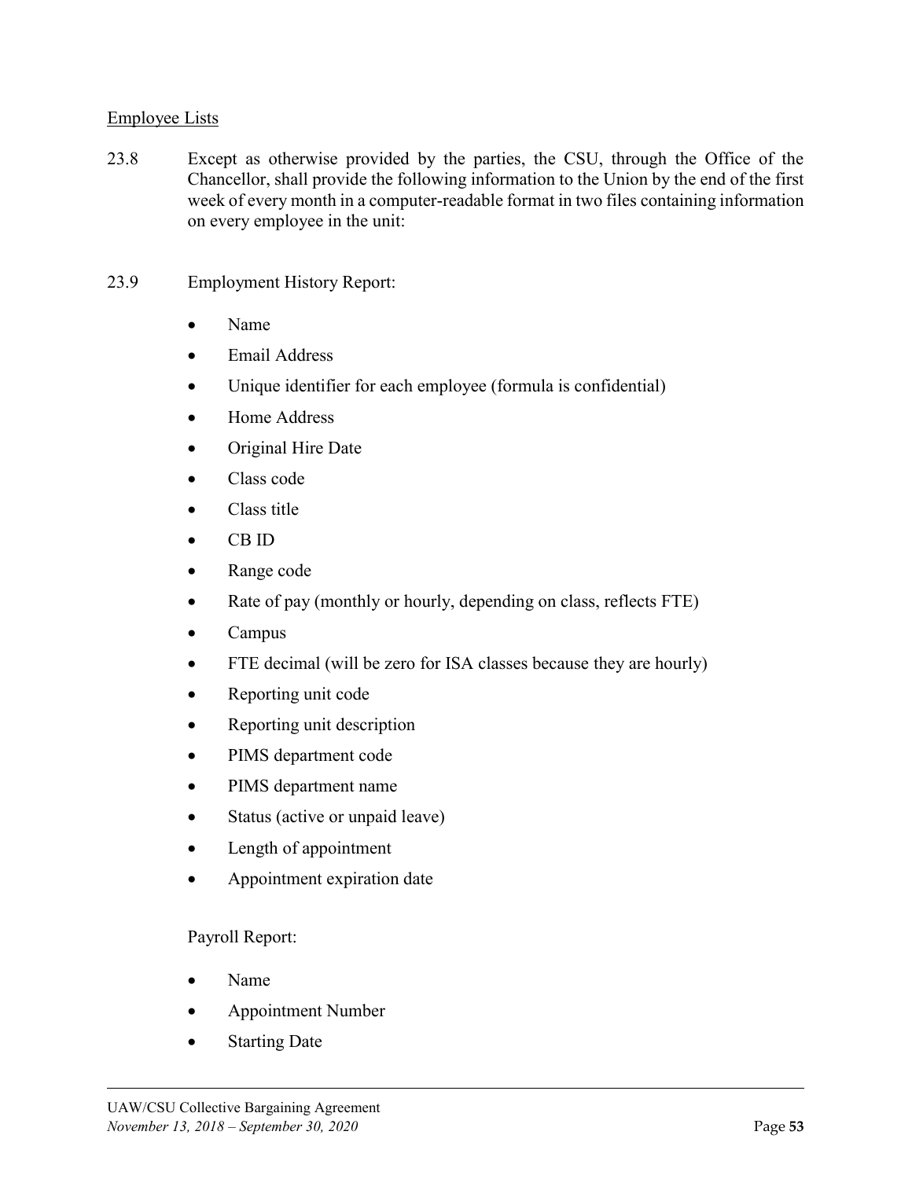Employee Lists

23.8 Except as otherwise provided by the parties, the CSU, through the Office of the Chancellor, shall provide the following information to the Union by the end of the first week of every month in a computer-readable format in two files containing information on every employee in the unit:

23.9 Employment History Report:

- Name
- Email Address
- Unique identifier for each employee (formula is confidential)
- Home Address
- Original Hire Date
- Class code
- Class title
- CB ID
- Range code
- Rate of pay (monthly or hourly, depending on class, reflects FTE)
- Campus
- FTE decimal (will be zero for ISA classes because they are hourly)
- Reporting unit code
- Reporting unit description
- PIMS department code
- PIMS department name
- Status (active or unpaid leave)
- Length of appointment
- Appointment expiration date

Payroll Report:

- Name
- Appointment Number
- Starting Date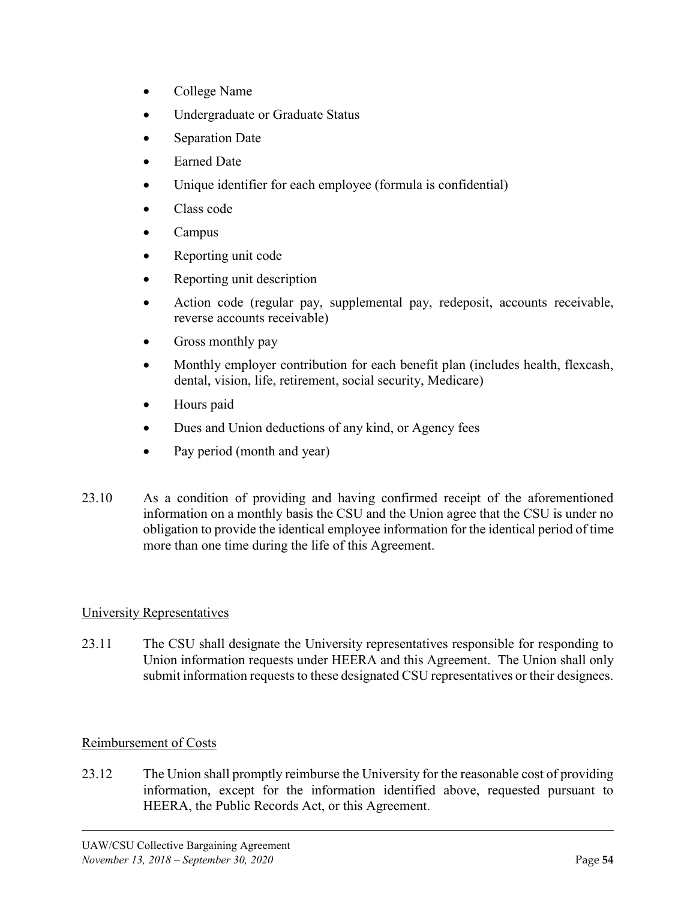- College Name
- Undergraduate or Graduate Status
- Separation Date
- Earned Date
- Unique identifier for each employee (formula is confidential)
- Class code
- Campus
- Reporting unit code
- Reporting unit description
- Action code (regular pay, supplemental pay, redeposit, accounts receivable, reverse accounts receivable)
- Gross monthly pay
- Monthly employer contribution for each benefit plan (includes health, flexcash, dental, vision, life, retirement, social security, Medicare)
- Hours paid
- Dues and Union deductions of any kind, or Agency fees
- Pay period (month and year)

23.10 As a condition of providing and having confirmed receipt of the aforementioned information on a monthly basis the CSU and the Union agree that the CSU is under no obligation to provide the identical employee information for the identical period of time more than one time during the life of this Agreement.

## University Representatives

23.11 The CSU shall designate the University representatives responsible for responding to Union information requests under HEERA and this Agreement. The Union shall only submit information requests to these designated CSU representatives or their designees.

## Reimbursement of Costs

23.12 The Union shall promptly reimburse the University for the reasonable cost of providing information, except for the information identified above, requested pursuant to HEERA, the Public Records Act, or this Agreement.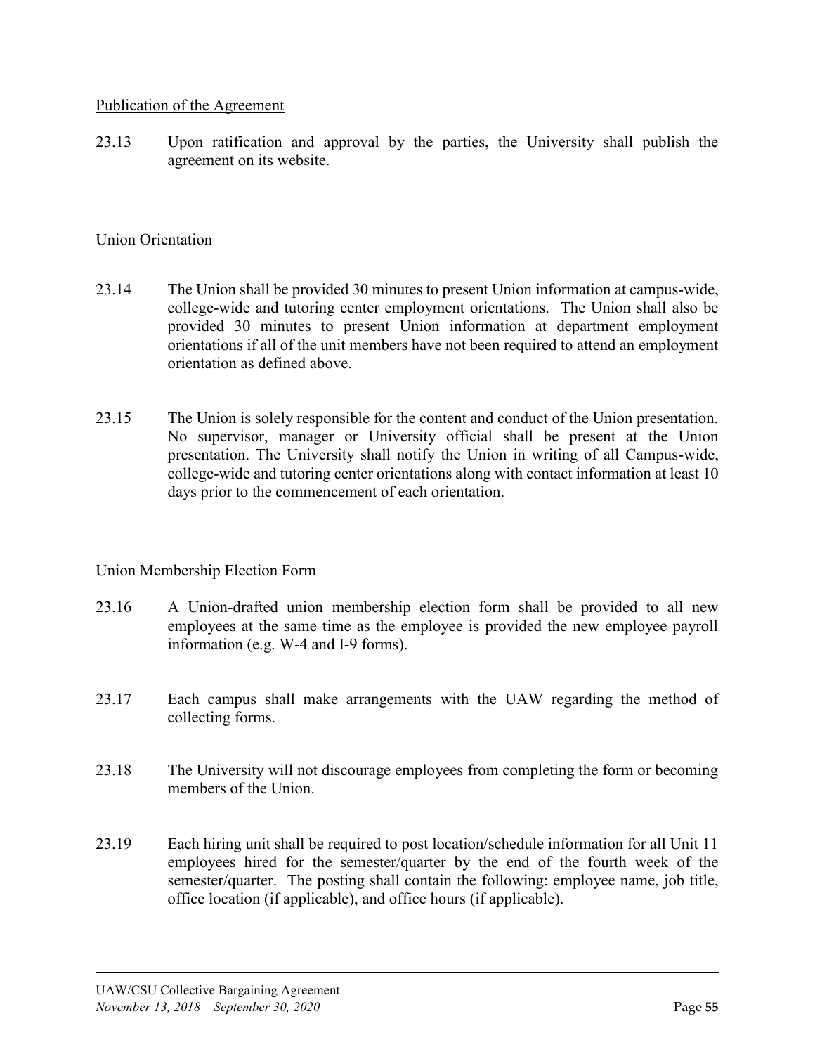<u>Publication of the Agreement</u>

23.13 Upon ratification and approval by the parties, the University shall publish the agreement on its website.

<u>Union Orientation</u>

23.14 The Union shall be provided 30 minutes to present Union information at campus-wide, college-wide and tutoring center employment orientations. The Union shall also be provided 30 minutes to present Union information at department employment orientations if all of the unit members have not been required to attend an employment orientation as defined above.

23.15 The Union is solely responsible for the content and conduct of the Union presentation. No supervisor, manager or University official shall be present at the Union presentation. The University shall notify the Union in writing of all Campus-wide, college-wide and tutoring center orientations along with contact information at least 10 days prior to the commencement of each orientation.

<u>Union Membership Election Form</u>

23.16 A Union-drafted union membership election form shall be provided to all new employees at the same time as the employee is provided the new employee payroll information (e.g. W-4 and I-9 forms).

23.17 Each campus shall make arrangements with the UAW regarding the method of collecting forms.

23.18 The University will not discourage employees from completing the form or becoming members of the Union.

23.19 Each hiring unit shall be required to post location/schedule information for all Unit 11 employees hired for the semester/quarter by the end of the fourth week of the semester/quarter. The posting shall contain the following: employee name, job title, office location (if applicable), and office hours (if applicable).